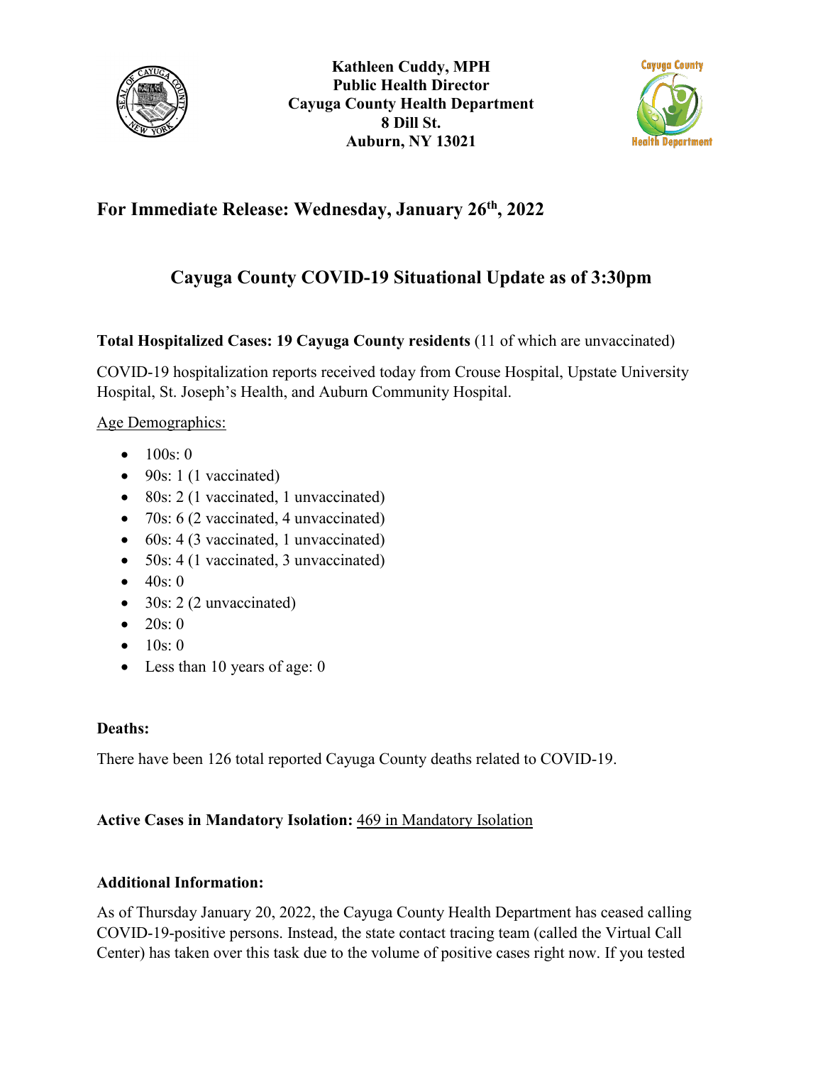**Kathleen Cuddy, MPH**
**Public Health Director**
**Cayuga County Health Department**
**8 Dill St.**
**Auburn, NY 13021**

## For Immediate Release: Wednesday, January 26th, 2022

# Cayuga County COVID-19 Situational Update as of 3:30pm

**Total Hospitalized Cases: 19 Cayuga County residents** (11 of which are unvaccinated)

COVID-19 hospitalization reports received today from Crouse Hospital, Upstate University Hospital, St. Joseph's Health, and Auburn Community Hospital.

Age Demographics:

- 100s: 0
- 90s: 1 (1 vaccinated)
- 80s: 2 (1 vaccinated, 1 unvaccinated)
- 70s: 6 (2 vaccinated, 4 unvaccinated)
- 60s: 4 (3 vaccinated, 1 unvaccinated)
- 50s: 4 (1 vaccinated, 3 unvaccinated)
- 40s: 0
- 30s: 2 (2 unvaccinated)
- 20s: 0
- 10s: 0
- Less than 10 years of age: 0

**Deaths:**

There have been 126 total reported Cayuga County deaths related to COVID-19.

**Active Cases in Mandatory Isolation:** 469 in Mandatory Isolation

**Additional Information:**

As of Thursday January 20, 2022, the Cayuga County Health Department has ceased calling COVID-19-positive persons. Instead, the state contact tracing team (called the Virtual Call Center) has taken over this task due to the volume of positive cases right now. If you tested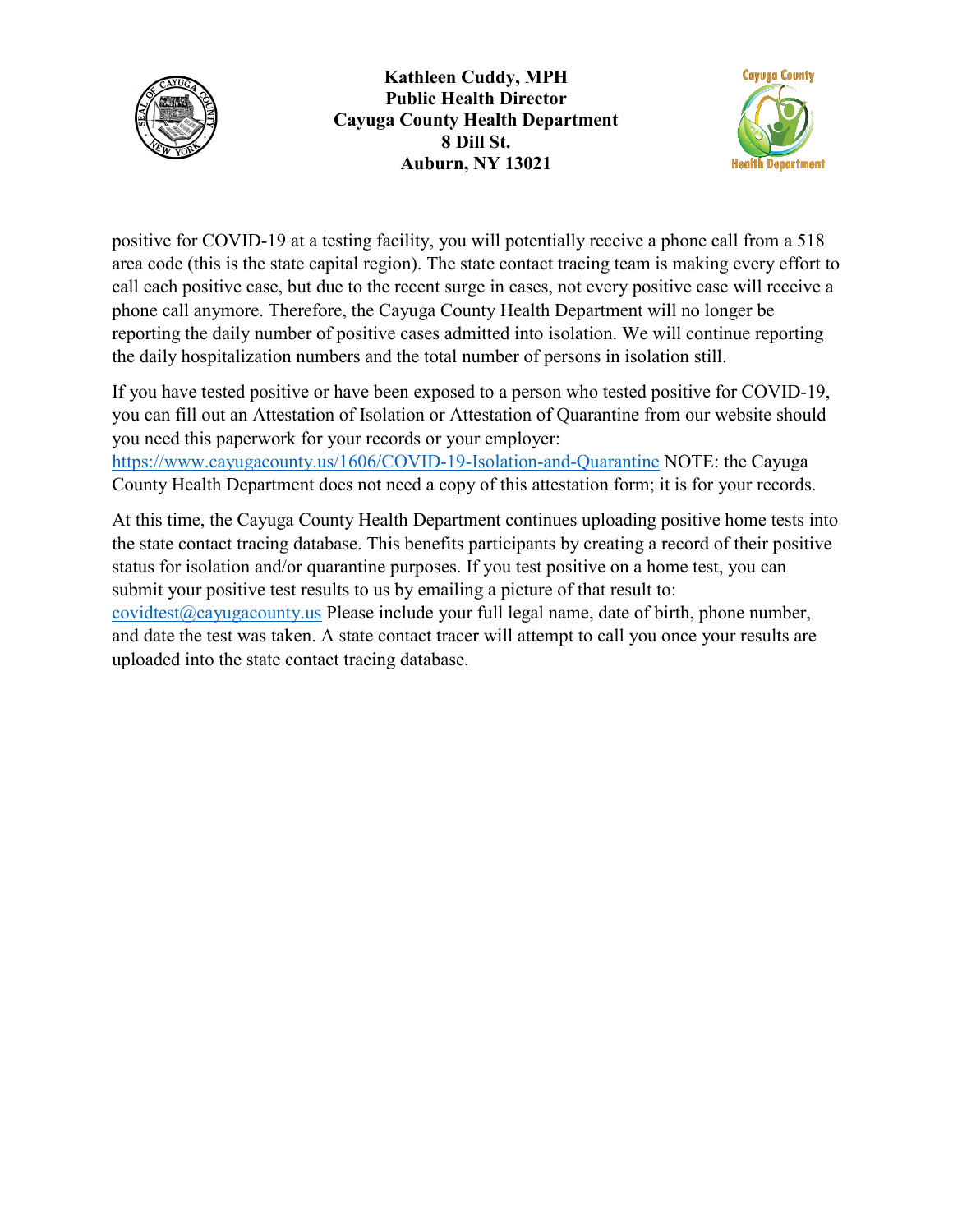positive for COVID-19 at a testing facility, you will potentially receive a phone call from a 518 area code (this is the state capital region). The state contact tracing team is making every effort to call each positive case, but due to the recent surge in cases, not every positive case will receive a phone call anymore. Therefore, the Cayuga County Health Department will no longer be reporting the daily number of positive cases admitted into isolation. We will continue reporting the daily hospitalization numbers and the total number of persons in isolation still.

If you have tested positive or have been exposed to a person who tested positive for COVID-19, you can fill out an Attestation of Isolation or Attestation of Quarantine from our website should you need this paperwork for your records or your employer: https://www.cayugacounty.us/1606/COVID-19-Isolation-and-Quarantine NOTE: the Cayuga County Health Department does not need a copy of this attestation form; it is for your records.

At this time, the Cayuga County Health Department continues uploading positive home tests into the state contact tracing database. This benefits participants by creating a record of their positive status for isolation and/or quarantine purposes. If you test positive on a home test, you can submit your positive test results to us by emailing a picture of that result to: covidtest@cayugacounty.us Please include your full legal name, date of birth, phone number, and date the test was taken. A state contact tracer will attempt to call you once your results are uploaded into the state contact tracing database.